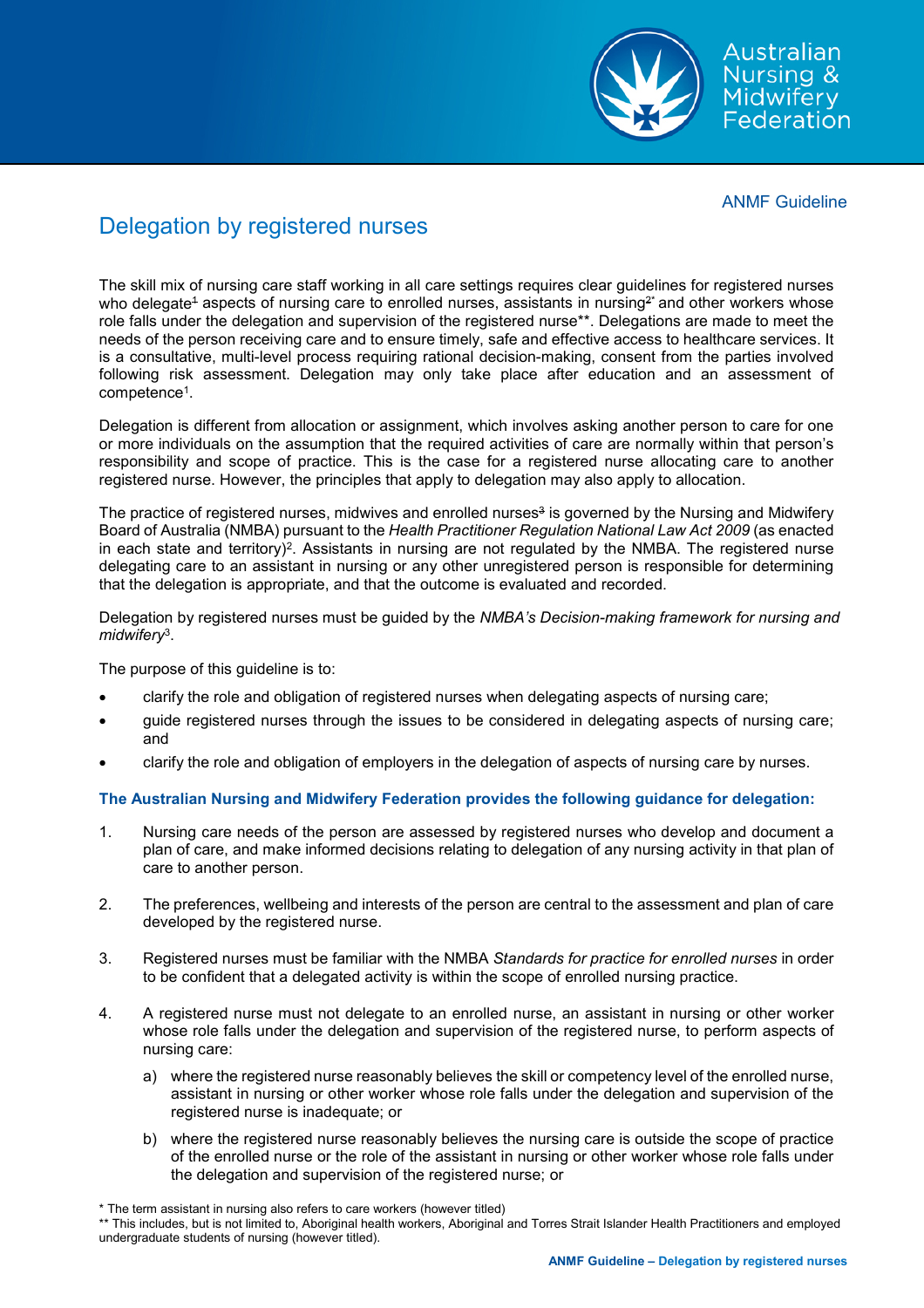ANMF Guideline

# Delegation by registered nurses

The skill mix of nursing care staff working in all care settings requires clear guidelines for registered nurses who delegate[1] aspects of nursing care to enrolled nurses, assistants in nursing[2*] and other workers whose role falls under the delegation and supervision of the registered nurse**. Delegations are made to meet the needs of the person receiving care and to ensure timely, safe and effective access to healthcare services. It is a consultative, multi-level process requiring rational decision-making, consent from the parties involved following risk assessment. Delegation may only take place after education and an assessment of competence[1].

Delegation is different from allocation or assignment, which involves asking another person to care for one or more individuals on the assumption that the required activities of care are normally within that person's responsibility and scope of practice. This is the case for a registered nurse allocating care to another registered nurse. However, the principles that apply to delegation may also apply to allocation.

The practice of registered nurses, midwives and enrolled nurses[3] is governed by the Nursing and Midwifery Board of Australia (NMBA) pursuant to the *Health Practitioner Regulation National Law Act 2009* (as enacted in each state and territory)[2]. Assistants in nursing are not regulated by the NMBA. The registered nurse delegating care to an assistant in nursing or any other unregistered person is responsible for determining that the delegation is appropriate, and that the outcome is evaluated and recorded.

Delegation by registered nurses must be guided by the *NMBA's Decision-making framework for nursing and midwifery*[3].

The purpose of this guideline is to:

- clarify the role and obligation of registered nurses when delegating aspects of nursing care;
- guide registered nurses through the issues to be considered in delegating aspects of nursing care; and
- clarify the role and obligation of employers in the delegation of aspects of nursing care by nurses.

### The Australian Nursing and Midwifery Federation provides the following guidance for delegation:

1. Nursing care needs of the person are assessed by registered nurses who develop and document a plan of care, and make informed decisions relating to delegation of any nursing activity in that plan of care to another person.

2. The preferences, wellbeing and interests of the person are central to the assessment and plan of care developed by the registered nurse.

3. Registered nurses must be familiar with the NMBA *Standards for practice for enrolled nurses* in order to be confident that a delegated activity is within the scope of enrolled nursing practice.

4. A registered nurse must not delegate to an enrolled nurse, an assistant in nursing or other worker whose role falls under the delegation and supervision of the registered nurse, to perform aspects of nursing care:

   a) where the registered nurse reasonably believes the skill or competency level of the enrolled nurse, assistant in nursing or other worker whose role falls under the delegation and supervision of the registered nurse is inadequate; or

   b) where the registered nurse reasonably believes the nursing care is outside the scope of practice of the enrolled nurse or the role of the assistant in nursing or other worker whose role falls under the delegation and supervision of the registered nurse; or

\* The term assistant in nursing also refers to care workers (however titled)

\*\* This includes, but is not limited to, Aboriginal health workers, Aboriginal and Torres Strait Islander Health Practitioners and employed undergraduate students of nursing (however titled).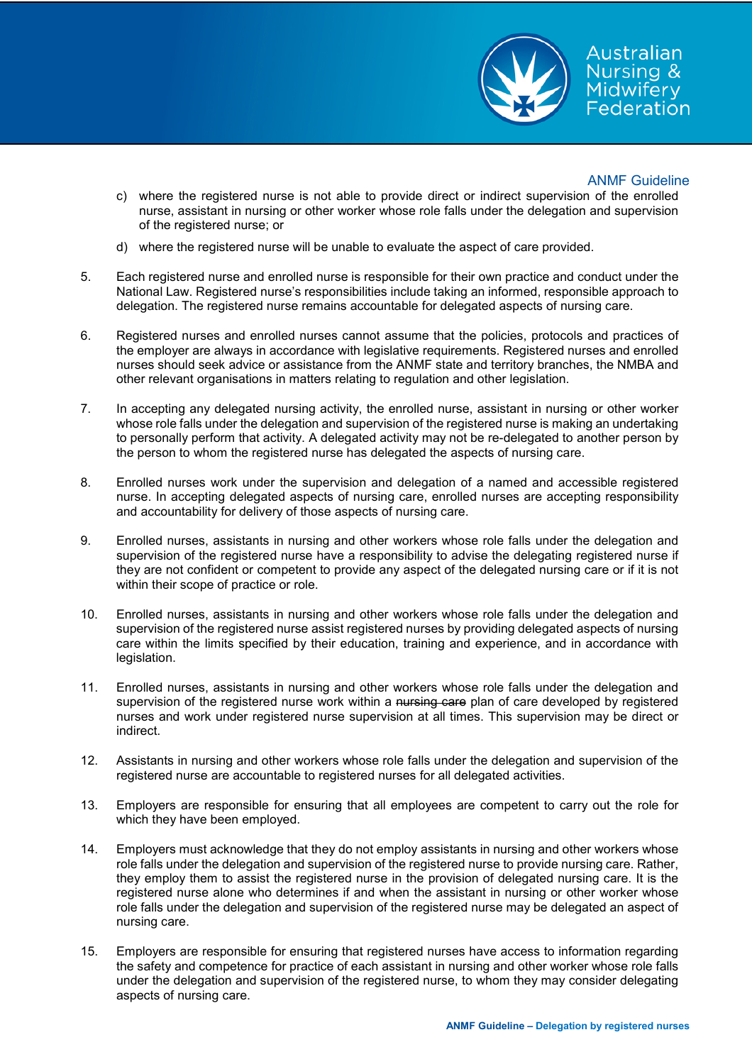c) where the registered nurse is not able to provide direct or indirect supervision of the enrolled nurse, assistant in nursing or other worker whose role falls under the delegation and supervision of the registered nurse; or

d) where the registered nurse will be unable to evaluate the aspect of care provided.

5. Each registered nurse and enrolled nurse is responsible for their own practice and conduct under the National Law. Registered nurse's responsibilities include taking an informed, responsible approach to delegation. The registered nurse remains accountable for delegated aspects of nursing care.

6. Registered nurses and enrolled nurses cannot assume that the policies, protocols and practices of the employer are always in accordance with legislative requirements. Registered nurses and enrolled nurses should seek advice or assistance from the ANMF state and territory branches, the NMBA and other relevant organisations in matters relating to regulation and other legislation.

7. In accepting any delegated nursing activity, the enrolled nurse, assistant in nursing or other worker whose role falls under the delegation and supervision of the registered nurse is making an undertaking to personally perform that activity. A delegated activity may not be re-delegated to another person by the person to whom the registered nurse has delegated the aspects of nursing care.

8. Enrolled nurses work under the supervision and delegation of a named and accessible registered nurse. In accepting delegated aspects of nursing care, enrolled nurses are accepting responsibility and accountability for delivery of those aspects of nursing care.

9. Enrolled nurses, assistants in nursing and other workers whose role falls under the delegation and supervision of the registered nurse have a responsibility to advise the delegating registered nurse if they are not confident or competent to provide any aspect of the delegated nursing care or if it is not within their scope of practice or role.

10. Enrolled nurses, assistants in nursing and other workers whose role falls under the delegation and supervision of the registered nurse assist registered nurses by providing delegated aspects of nursing care within the limits specified by their education, training and experience, and in accordance with legislation.

11. Enrolled nurses, assistants in nursing and other workers whose role falls under the delegation and supervision of the registered nurse work within a ~~nursing care~~ plan of care developed by registered nurses and work under registered nurse supervision at all times. This supervision may be direct or indirect.

12. Assistants in nursing and other workers whose role falls under the delegation and supervision of the registered nurse are accountable to registered nurses for all delegated activities.

13. Employers are responsible for ensuring that all employees are competent to carry out the role for which they have been employed.

14. Employers must acknowledge that they do not employ assistants in nursing and other workers whose role falls under the delegation and supervision of the registered nurse to provide nursing care. Rather, they employ them to assist the registered nurse in the provision of delegated nursing care. It is the registered nurse alone who determines if and when the assistant in nursing or other worker whose role falls under the delegation and supervision of the registered nurse may be delegated an aspect of nursing care.

15. Employers are responsible for ensuring that registered nurses have access to information regarding the safety and competence for practice of each assistant in nursing and other worker whose role falls under the delegation and supervision of the registered nurse, to whom they may consider delegating aspects of nursing care.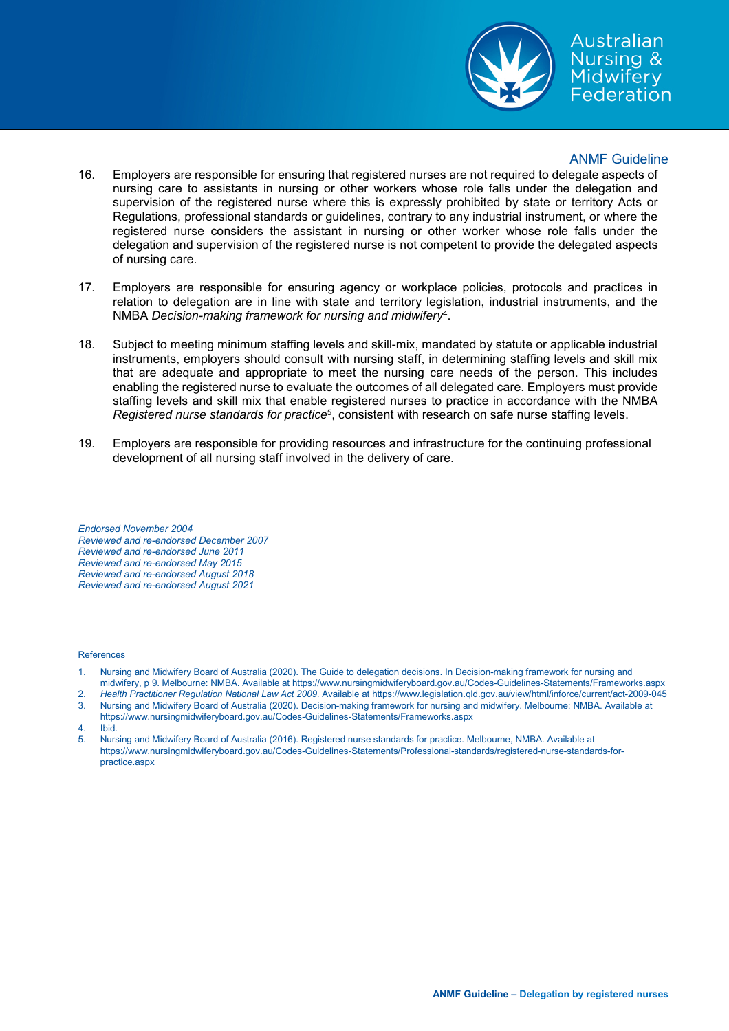16. Employers are responsible for ensuring that registered nurses are not required to delegate aspects of nursing care to assistants in nursing or other workers whose role falls under the delegation and supervision of the registered nurse where this is expressly prohibited by state or territory Acts or Regulations, professional standards or guidelines, contrary to any industrial instrument, or where the registered nurse considers the assistant in nursing or other worker whose role falls under the delegation and supervision of the registered nurse is not competent to provide the delegated aspects of nursing care.

17. Employers are responsible for ensuring agency or workplace policies, protocols and practices in relation to delegation are in line with state and territory legislation, industrial instruments, and the NMBA *Decision-making framework for nursing and midwifery*[4].

18. Subject to meeting minimum staffing levels and skill-mix, mandated by statute or applicable industrial instruments, employers should consult with nursing staff, in determining staffing levels and skill mix that are adequate and appropriate to meet the nursing care needs of the person. This includes enabling the registered nurse to evaluate the outcomes of all delegated care. Employers must provide staffing levels and skill mix that enable registered nurses to practice in accordance with the NMBA *Registered nurse standards for practice*[5], consistent with research on safe nurse staffing levels.

19. Employers are responsible for providing resources and infrastructure for the continuing professional development of all nursing staff involved in the delivery of care.

*Endorsed November 2004*
*Reviewed and re-endorsed December 2007*
*Reviewed and re-endorsed June 2011*
*Reviewed and re-endorsed May 2015*
*Reviewed and re-endorsed August 2018*
*Reviewed and re-endorsed August 2021*

References

1. Nursing and Midwifery Board of Australia (2020). The Guide to delegation decisions. In Decision-making framework for nursing and midwifery, p 9. Melbourne: NMBA. Available at https://www.nursingmidwiferyboard.gov.au/Codes-Guidelines-Statements/Frameworks.aspx
2. *Health Practitioner Regulation National Law Act 2009.* Available at https://www.legislation.qld.gov.au/view/html/inforce/current/act-2009-045
3. Nursing and Midwifery Board of Australia (2020). Decision-making framework for nursing and midwifery. Melbourne: NMBA. Available at https://www.nursingmidwiferyboard.gov.au/Codes-Guidelines-Statements/Frameworks.aspx
4. Ibid.
5. Nursing and Midwifery Board of Australia (2016). Registered nurse standards for practice. Melbourne, NMBA. Available at https://www.nursingmidwiferyboard.gov.au/Codes-Guidelines-Statements/Professional-standards/registered-nurse-standards-for-practice.aspx